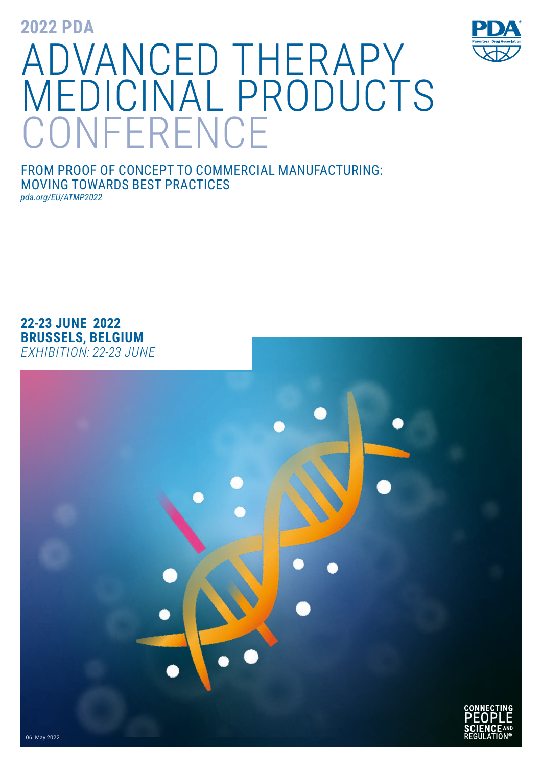**2022 PDA**

# ADVANCED THERAPY MEDICINAL PRODUCTS CONFERENCE

FROM PROOF OF CONCEPT TO COMMERCIAL MANUFACTURING:
MOVING TOWARDS BEST PRACTICES

*pda.org/EU/ATMP2022*

**22-23 JUNE 2022**
**BRUSSELS, BELGIUM**
*EXHIBITION: 22-23 JUNE*

CONNECTING PEOPLE SCIENCE AND REGULATION®

06. May 2022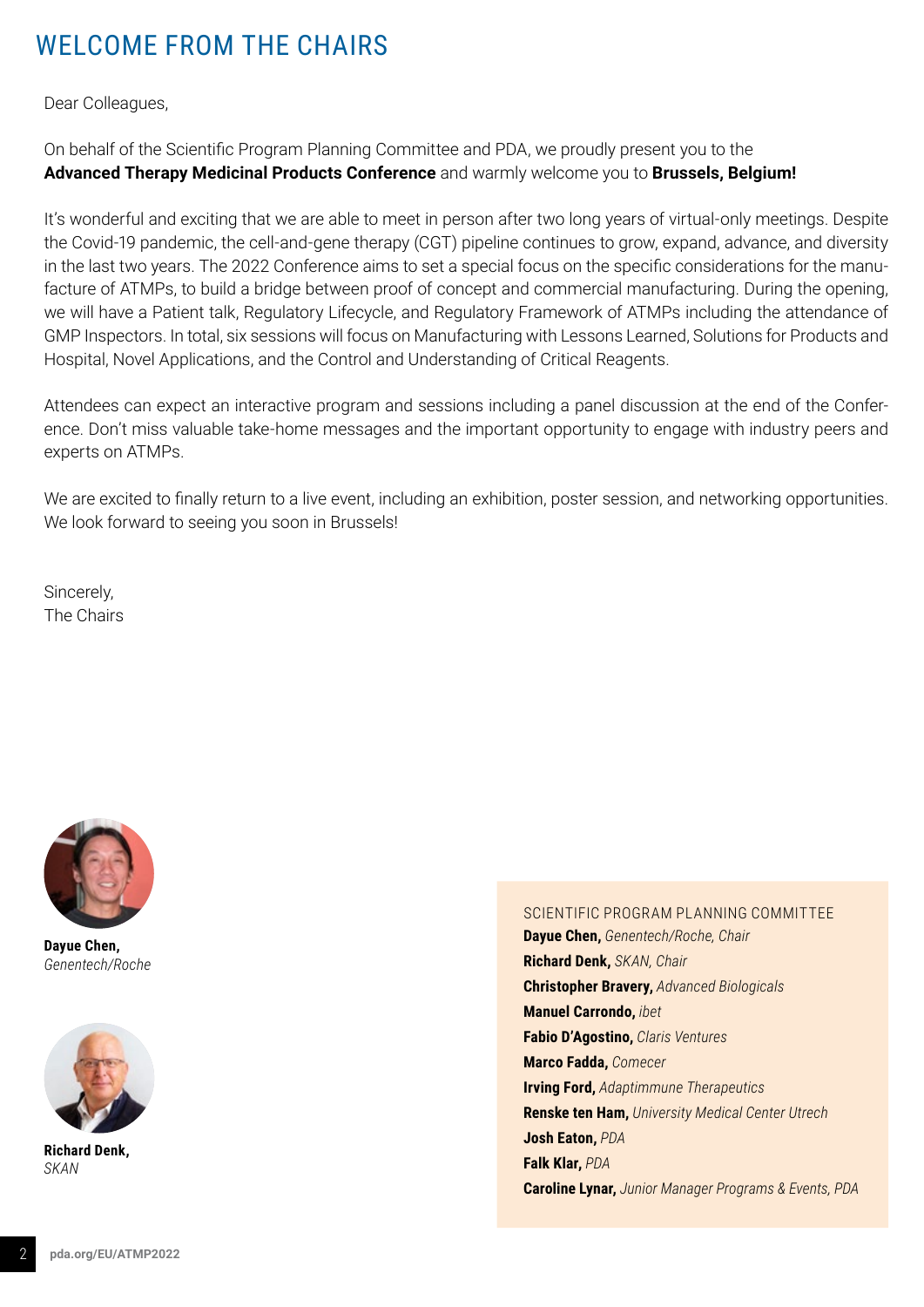# WELCOME FROM THE CHAIRS

Dear Colleagues,

On behalf of the Scientific Program Planning Committee and PDA, we proudly present you to the **Advanced Therapy Medicinal Products Conference** and warmly welcome you to **Brussels, Belgium!**

It's wonderful and exciting that we are able to meet in person after two long years of virtual-only meetings. Despite the Covid-19 pandemic, the cell-and-gene therapy (CGT) pipeline continues to grow, expand, advance, and diversity in the last two years. The 2022 Conference aims to set a special focus on the specific considerations for the manufacture of ATMPs, to build a bridge between proof of concept and commercial manufacturing. During the opening, we will have a Patient talk, Regulatory Lifecycle, and Regulatory Framework of ATMPs including the attendance of GMP Inspectors. In total, six sessions will focus on Manufacturing with Lessons Learned, Solutions for Products and Hospital, Novel Applications, and the Control and Understanding of Critical Reagents.

Attendees can expect an interactive program and sessions including a panel discussion at the end of the Conference. Don't miss valuable take-home messages and the important opportunity to engage with industry peers and experts on ATMPs.

We are excited to finally return to a live event, including an exhibition, poster session, and networking opportunities. We look forward to seeing you soon in Brussels!

Sincerely,
The Chairs

**Dayue Chen,**
*Genentech/Roche*

**Richard Denk,**
*SKAN*

## SCIENTIFIC PROGRAM PLANNING COMMITTEE

**Dayue Chen,** *Genentech/Roche, Chair*
**Richard Denk,** *SKAN, Chair*
**Christopher Bravery,** *Advanced Biologicals*
**Manuel Carrondo,** *ibet*
**Fabio D'Agostino,** *Claris Ventures*
**Marco Fadda,** *Comecer*
**Irving Ford,** *Adaptimmune Therapeutics*
**Renske ten Ham,** *University Medical Center Utrech*
**Josh Eaton,** *PDA*
**Falk Klar,** *PDA*
**Caroline Lynar,** *Junior Manager Programs & Events, PDA*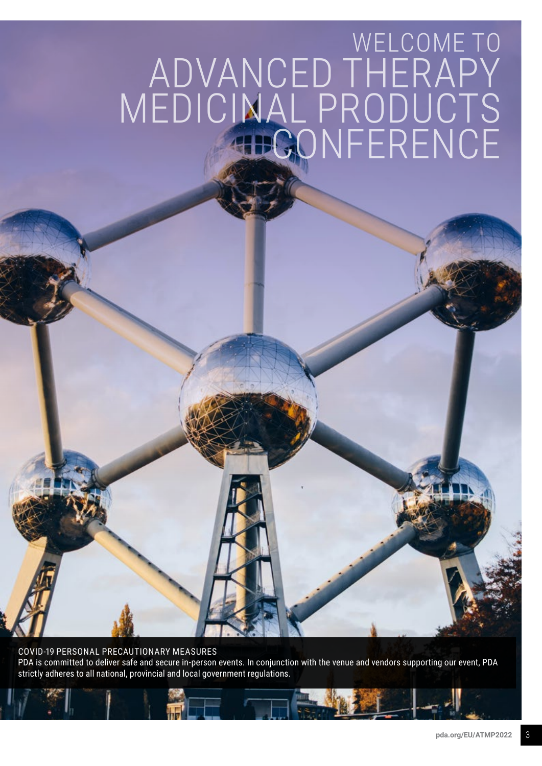# WELCOME TO ADVANCED THERAPY MEDICINAL PRODUCTS CONFERENCE

COVID-19 PERSONAL PRECAUTIONARY MEASURES

PDA is committed to deliver safe and secure in-person events. In conjunction with the venue and vendors supporting our event, PDA strictly adheres to all national, provincial and local government regulations.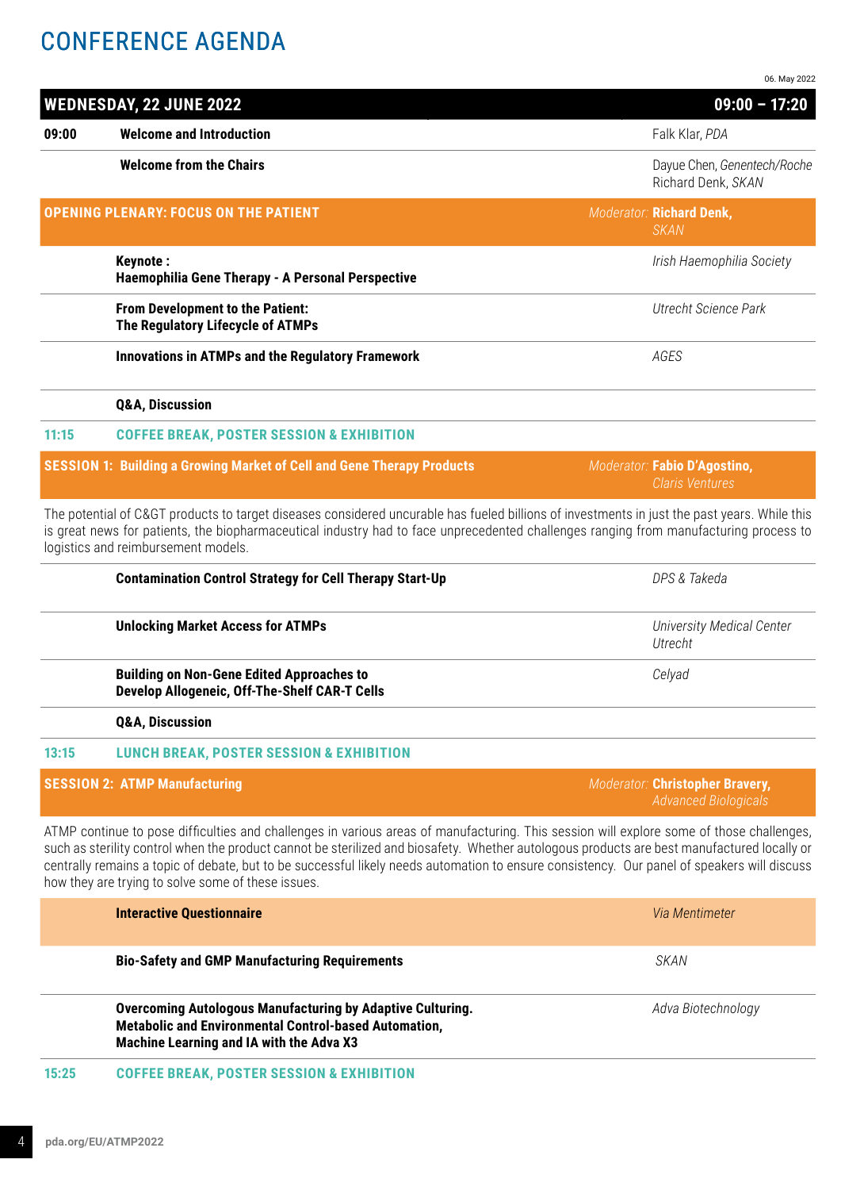# CONFERENCE AGENDA

06. May 2022

## WEDNESDAY, 22 JUNE 2022 — 09:00 – 17:20

| Time | Session | Speaker |
|---|---|---|
| 09:00 | **Welcome and Introduction** | Falk Klar, *PDA* |
| | **Welcome from the Chairs** | Dayue Chen, *Genentech/Roche*<br>Richard Denk, *SKAN* |

### OPENING PLENARY: FOCUS ON THE PATIENT

*Moderator:* **Richard Denk,** *SKAN*

| Time | Session | Speaker |
|---|---|---|
| | **Keynote :**<br>**Haemophilia Gene Therapy - A Personal Perspective** | *Irish Haemophilia Society* |
| | **From Development to the Patient:**<br>**The Regulatory Lifecycle of ATMPs** | *Utrecht Science Park* |
| | **Innovations in ATMPs and the Regulatory Framework** | *AGES* |
| | **Q&A, Discussion** | |
| 11:15 | **COFFEE BREAK, POSTER SESSION & EXHIBITION** | |

### SESSION 1: Building a Growing Market of Cell and Gene Therapy Products

*Moderator:* **Fabio D'Agostino,** *Claris Ventures*

The potential of C&GT products to target diseases considered uncurable has fueled billions of investments in just the past years. While this is great news for patients, the biopharmaceutical industry had to face unprecedented challenges ranging from manufacturing process to logistics and reimbursement models.

| Time | Session | Speaker |
|---|---|---|
| | **Contamination Control Strategy for Cell Therapy Start-Up** | *DPS & Takeda* |
| | **Unlocking Market Access for ATMPs** | *University Medical Center Utrecht* |
| | **Building on Non-Gene Edited Approaches to Develop Allogeneic, Off-The-Shelf CAR-T Cells** | *Celyad* |
| | **Q&A, Discussion** | |
| 13:15 | **LUNCH BREAK, POSTER SESSION & EXHIBITION** | |

### SESSION 2: ATMP Manufacturing

*Moderator:* **Christopher Bravery,** *Advanced Biologicals*

ATMP continue to pose difficulties and challenges in various areas of manufacturing. This session will explore some of those challenges, such as sterility control when the product cannot be sterilized and biosafety. Whether autologous products are best manufactured locally or centrally remains a topic of debate, but to be successful likely needs automation to ensure consistency. Our panel of speakers will discuss how they are trying to solve some of these issues.

| Time | Session | Speaker |
|---|---|---|
| | **Interactive Questionnaire** | *Via Mentimeter* |
| | **Bio-Safety and GMP Manufacturing Requirements** | *SKAN* |
| | **Overcoming Autologous Manufacturing by Adaptive Culturing. Metabolic and Environmental Control-based Automation, Machine Learning and IA with the Adva X3** | *Adva Biotechnology* |
| 15:25 | **COFFEE BREAK, POSTER SESSION & EXHIBITION** | |

pda.org/EU/ATMP2022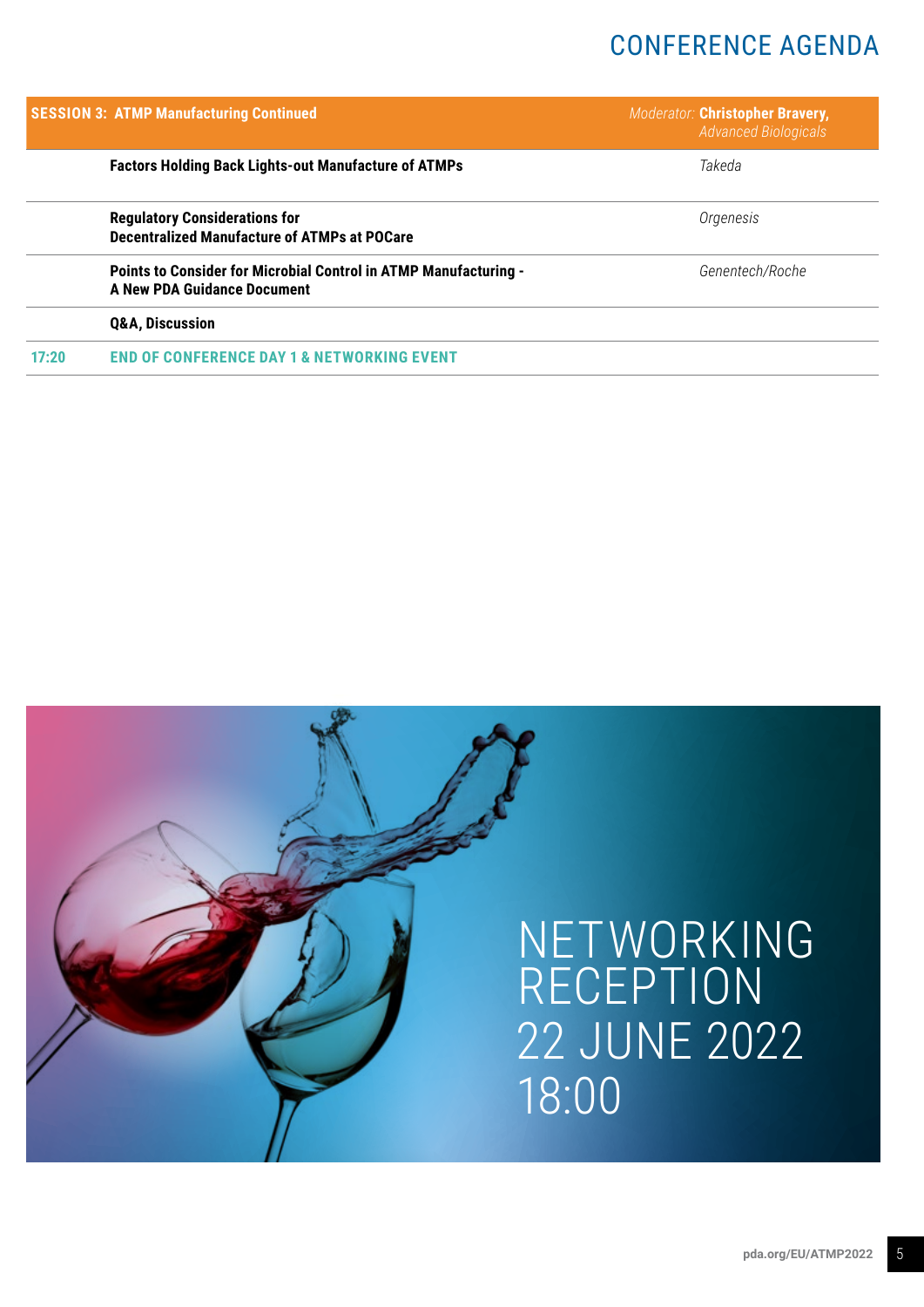# CONFERENCE AGENDA

| SESSION 3: ATMP Manufacturing Continued | | *Moderator:* **Christopher Bravery,** *Advanced Biologicals* |
|---|---|---|
| | **Factors Holding Back Lights-out Manufacture of ATMPs** | *Takeda* |
| | **Regulatory Considerations for Decentralized Manufacture of ATMPs at POCare** | *Orgenesis* |
| | **Points to Consider for Microbial Control in ATMP Manufacturing - A New PDA Guidance Document** | *Genentech/Roche* |
| | **Q&A, Discussion** | |
| 17:20 | **END OF CONFERENCE DAY 1 & NETWORKING EVENT** | |

NETWORKING RECEPTION
22 JUNE 2022
18:00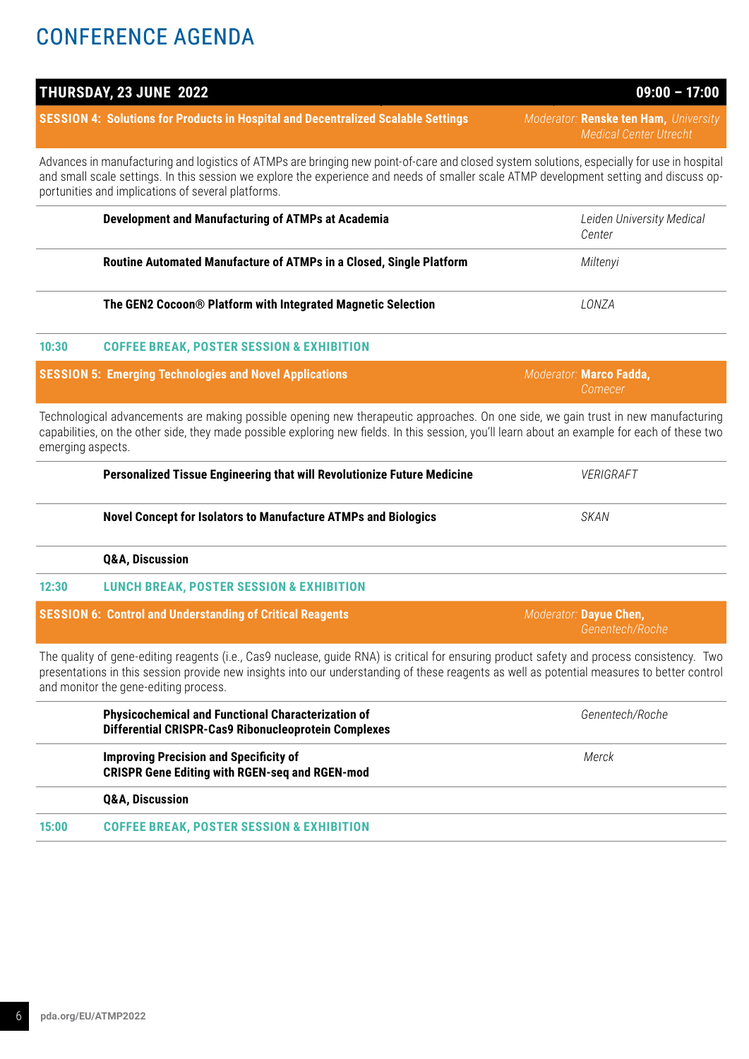# CONFERENCE AGENDA

## THURSDAY, 23 JUNE 2022 — 09:00 – 17:00

### SESSION 4: Solutions for Products in Hospital and Decentralized Scalable Settings

*Moderator:* **Renske ten Ham,** *University Medical Center Utrecht*

Advances in manufacturing and logistics of ATMPs are bringing new point-of-care and closed system solutions, especially for use in hospital and small scale settings. In this session we explore the experience and needs of smaller scale ATMP development setting and discuss opportunities and implications of several platforms.

| Time | Presentation | Speaker |
|---|---|---|
| | **Development and Manufacturing of ATMPs at Academia** | *Leiden University Medical Center* |
| | **Routine Automated Manufacture of ATMPs in a Closed, Single Platform** | *Miltenyi* |
| | **The GEN2 Cocoon® Platform with Integrated Magnetic Selection** | *LONZA* |
| 10:30 | **COFFEE BREAK, POSTER SESSION & EXHIBITION** | |

### SESSION 5: Emerging Technologies and Novel Applications

*Moderator:* **Marco Fadda,** *Comecer*

Technological advancements are making possible opening new therapeutic approaches. On one side, we gain trust in new manufacturing capabilities, on the other side, they made possible exploring new fields. In this session, you'll learn about an example for each of these two emerging aspects.

| Time | Presentation | Speaker |
|---|---|---|
| | **Personalized Tissue Engineering that will Revolutionize Future Medicine** | *VERIGRAFT* |
| | **Novel Concept for Isolators to Manufacture ATMPs and Biologics** | *SKAN* |
| | **Q&A, Discussion** | |
| 12:30 | **LUNCH BREAK, POSTER SESSION & EXHIBITION** | |

### SESSION 6: Control and Understanding of Critical Reagents

*Moderator:* **Dayue Chen,** *Genentech/Roche*

The quality of gene-editing reagents (i.e., Cas9 nuclease, guide RNA) is critical for ensuring product safety and process consistency. Two presentations in this session provide new insights into our understanding of these reagents as well as potential measures to better control and monitor the gene-editing process.

| Time | Presentation | Speaker |
|---|---|---|
| | **Physicochemical and Functional Characterization of Differential CRISPR-Cas9 Ribonucleoprotein Complexes** | *Genentech/Roche* |
| | **Improving Precision and Specificity of CRISPR Gene Editing with RGEN-seq and RGEN-mod** | *Merck* |
| | **Q&A, Discussion** | |
| 15:00 | **COFFEE BREAK, POSTER SESSION & EXHIBITION** | |

pda.org/EU/ATMP2022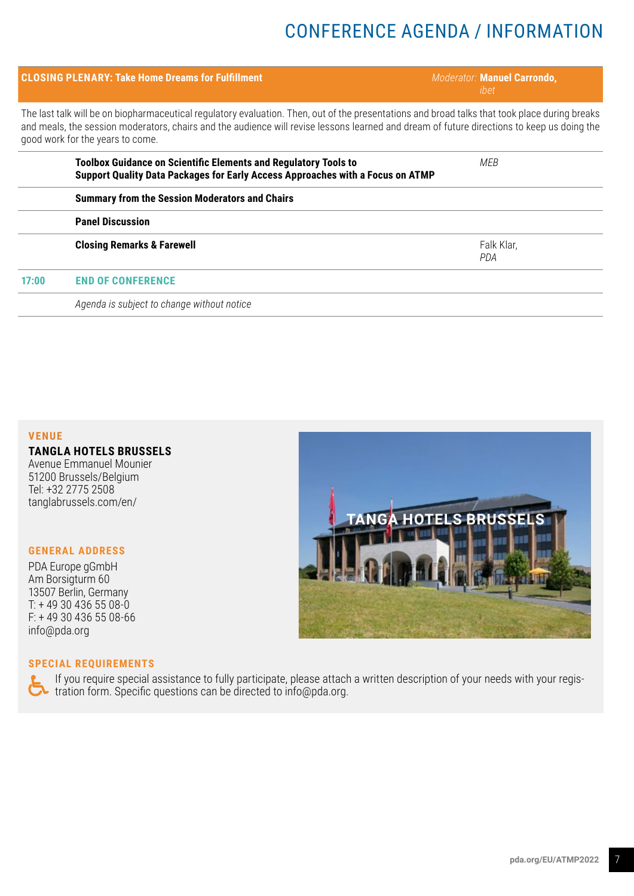# CONFERENCE AGENDA / INFORMATION

| | **CLOSING PLENARY: Take Home Dreams for Fulfillment** | *Moderator:* **Manuel Carrondo,** *ibet* |
|---|---|---|
| | The last talk will be on biopharmaceutical regulatory evaluation. Then, out of the presentations and broad talks that took place during breaks and meals, the session moderators, chairs and the audience will revise lessons learned and dream of future directions to keep us doing the good work for the years to come. | |
| | **Toolbox Guidance on Scientific Elements and Regulatory Tools to Support Quality Data Packages for Early Access Approaches with a Focus on ATMP** | *MEB* |
| | **Summary from the Session Moderators and Chairs** | |
| | **Panel Discussion** | |
| | **Closing Remarks & Farewell** | Falk Klar, *PDA* |
| **17:00** | **END OF CONFERENCE** | |
| | *Agenda is subject to change without notice* | |

## VENUE

**TANGLA HOTELS BRUSSELS**
Avenue Emmanuel Mounier
51200 Brussels/Belgium
Tel: +32 2775 2508
tanglabrussels.com/en/

## GENERAL ADDRESS

PDA Europe gGmbH
Am Borsigturm 60
13507 Berlin, Germany
T: + 49 30 436 55 08-0
F: + 49 30 436 55 08-66
info@pda.org

## SPECIAL REQUIREMENTS

If you require special assistance to fully participate, please attach a written description of your needs with your registration form. Specific questions can be directed to info@pda.org.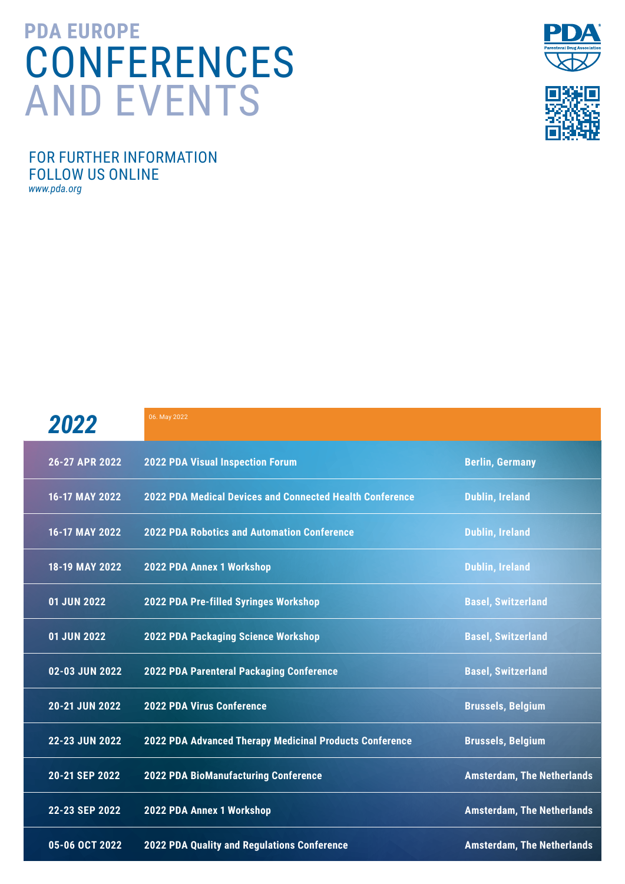# PDA EUROPE CONFERENCES AND EVENTS

FOR FURTHER INFORMATION
FOLLOW US ONLINE
*www.pda.org*

## 2022

06. May 2022

| | | |
|---|---|---|
| 26-27 APR 2022 | 2022 PDA Visual Inspection Forum | Berlin, Germany |
| 16-17 MAY 2022 | 2022 PDA Medical Devices and Connected Health Conference | Dublin, Ireland |
| 16-17 MAY 2022 | 2022 PDA Robotics and Automation Conference | Dublin, Ireland |
| 18-19 MAY 2022 | 2022 PDA Annex 1 Workshop | Dublin, Ireland |
| 01 JUN 2022 | 2022 PDA Pre-filled Syringes Workshop | Basel, Switzerland |
| 01 JUN 2022 | 2022 PDA Packaging Science Workshop | Basel, Switzerland |
| 02-03 JUN 2022 | 2022 PDA Parenteral Packaging Conference | Basel, Switzerland |
| 20-21 JUN 2022 | 2022 PDA Virus Conference | Brussels, Belgium |
| 22-23 JUN 2022 | 2022 PDA Advanced Therapy Medicinal Products Conference | Brussels, Belgium |
| 20-21 SEP 2022 | 2022 PDA BioManufacturing Conference | Amsterdam, The Netherlands |
| 22-23 SEP 2022 | 2022 PDA Annex 1 Workshop | Amsterdam, The Netherlands |
| 05-06 OCT 2022 | 2022 PDA Quality and Regulations Conference | Amsterdam, The Netherlands |